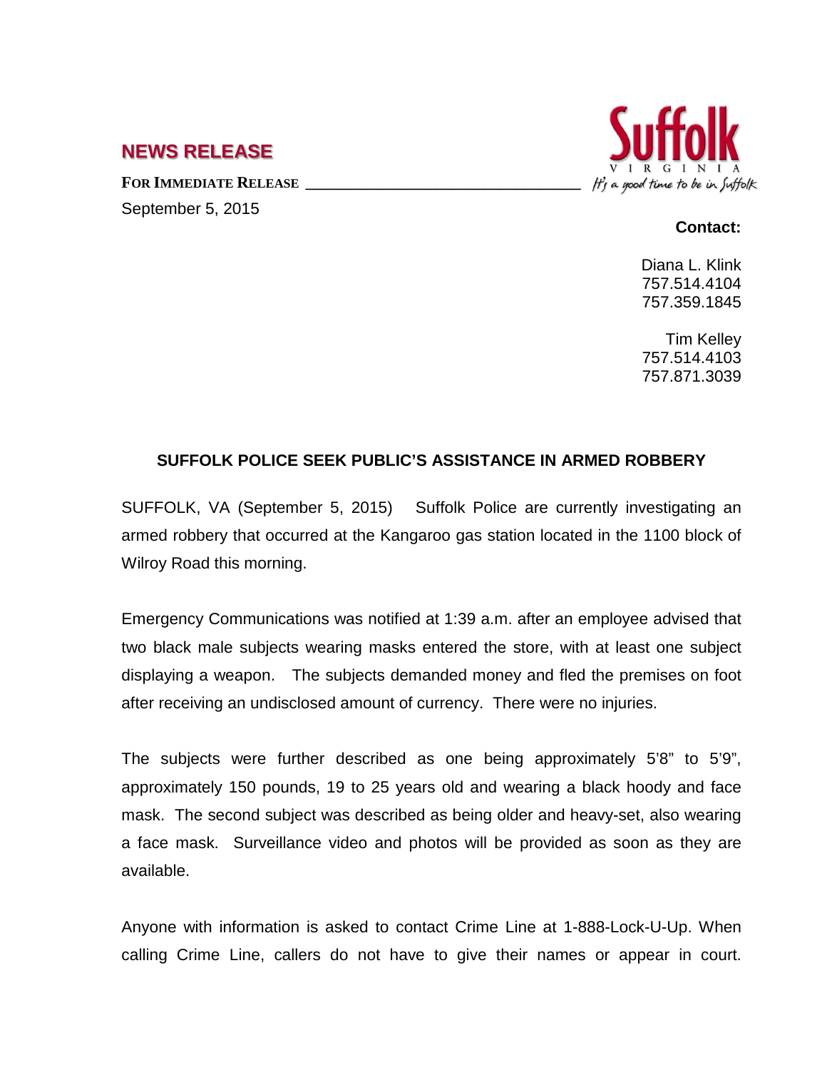## NEWS RELEASE

**FOR IMMEDIATE RELEASE** ________________________________

September 5, 2015

Suffolk VIRGINIA *It's a good time to be in Suffolk*

**Contact:**

Diana L. Klink
757.514.4104
757.359.1845

Tim Kelley
757.514.4103
757.871.3039

### SUFFOLK POLICE SEEK PUBLIC'S ASSISTANCE IN ARMED ROBBERY

SUFFOLK, VA (September 5, 2015) Suffolk Police are currently investigating an armed robbery that occurred at the Kangaroo gas station located in the 1100 block of Wilroy Road this morning.

Emergency Communications was notified at 1:39 a.m. after an employee advised that two black male subjects wearing masks entered the store, with at least one subject displaying a weapon. The subjects demanded money and fled the premises on foot after receiving an undisclosed amount of currency. There were no injuries.

The subjects were further described as one being approximately 5'8" to 5'9", approximately 150 pounds, 19 to 25 years old and wearing a black hoody and face mask. The second subject was described as being older and heavy-set, also wearing a face mask. Surveillance video and photos will be provided as soon as they are available.

Anyone with information is asked to contact Crime Line at 1-888-Lock-U-Up. When calling Crime Line, callers do not have to give their names or appear in court.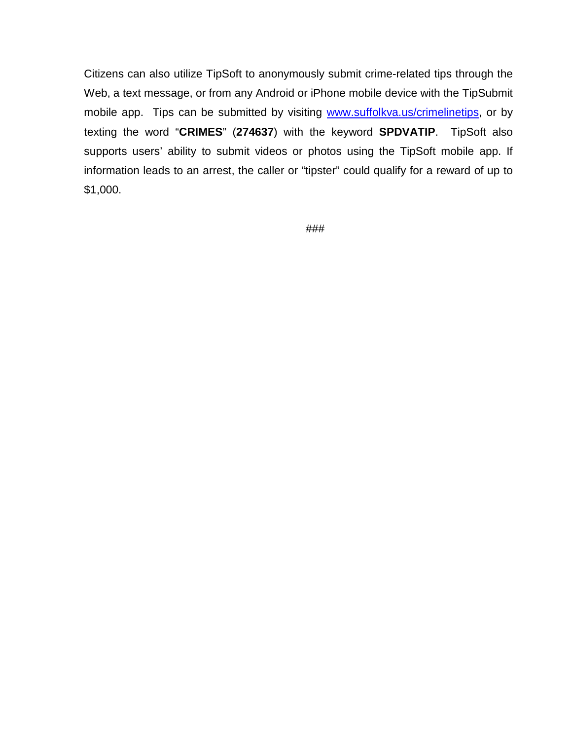Citizens can also utilize TipSoft to anonymously submit crime-related tips through the Web, a text message, or from any Android or iPhone mobile device with the TipSubmit mobile app. Tips can be submitted by visiting www.suffolkva.us/crimelinetips, or by texting the word "**CRIMES**" (**274637**) with the keyword **SPDVATIP**. TipSoft also supports users' ability to submit videos or photos using the TipSoft mobile app. If information leads to an arrest, the caller or "tipster" could qualify for a reward of up to $1,000.

###